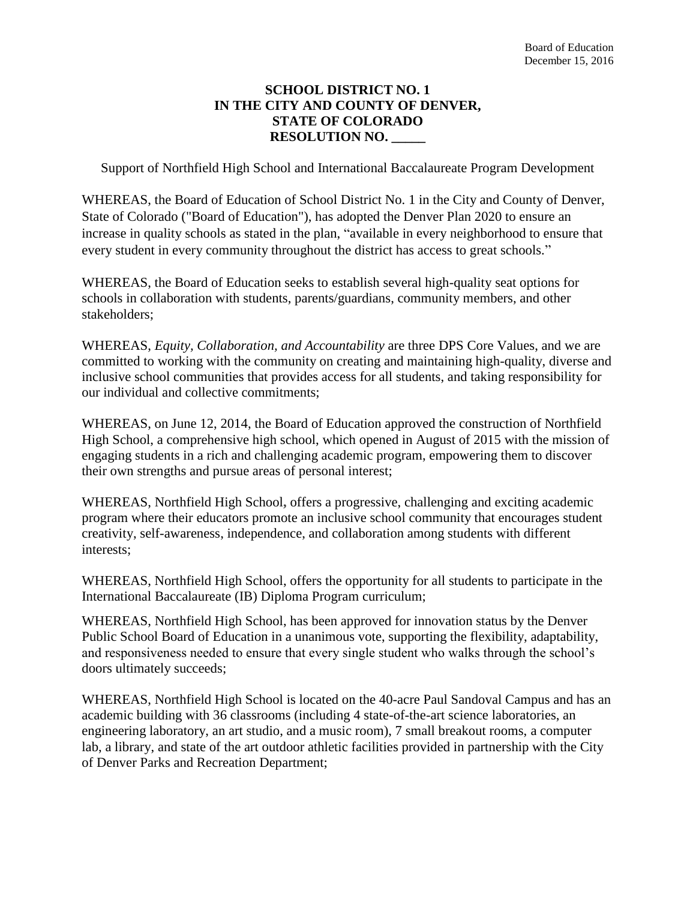Board of Education
December 15, 2016

**SCHOOL DISTRICT NO. 1**
**IN THE CITY AND COUNTY OF DENVER,**
**STATE OF COLORADO**
**RESOLUTION NO. _____**

Support of Northfield High School and International Baccalaureate Program Development

WHEREAS, the Board of Education of School District No. 1 in the City and County of Denver, State of Colorado ("Board of Education"), has adopted the Denver Plan 2020 to ensure an increase in quality schools as stated in the plan, "available in every neighborhood to ensure that every student in every community throughout the district has access to great schools."

WHEREAS, the Board of Education seeks to establish several high-quality seat options for schools in collaboration with students, parents/guardians, community members, and other stakeholders;

WHEREAS, *Equity, Collaboration, and Accountability* are three DPS Core Values, and we are committed to working with the community on creating and maintaining high-quality, diverse and inclusive school communities that provides access for all students, and taking responsibility for our individual and collective commitments;

WHEREAS, on June 12, 2014, the Board of Education approved the construction of Northfield High School, a comprehensive high school, which opened in August of 2015 with the mission of engaging students in a rich and challenging academic program, empowering them to discover their own strengths and pursue areas of personal interest;

WHEREAS, Northfield High School, offers a progressive, challenging and exciting academic program where their educators promote an inclusive school community that encourages student creativity, self-awareness, independence, and collaboration among students with different interests;

WHEREAS, Northfield High School, offers the opportunity for all students to participate in the International Baccalaureate (IB) Diploma Program curriculum;

WHEREAS, Northfield High School, has been approved for innovation status by the Denver Public School Board of Education in a unanimous vote, supporting the flexibility, adaptability, and responsiveness needed to ensure that every single student who walks through the school's doors ultimately succeeds;

WHEREAS, Northfield High School is located on the 40-acre Paul Sandoval Campus and has an academic building with 36 classrooms (including 4 state-of-the-art science laboratories, an engineering laboratory, an art studio, and a music room), 7 small breakout rooms, a computer lab, a library, and state of the art outdoor athletic facilities provided in partnership with the City of Denver Parks and Recreation Department;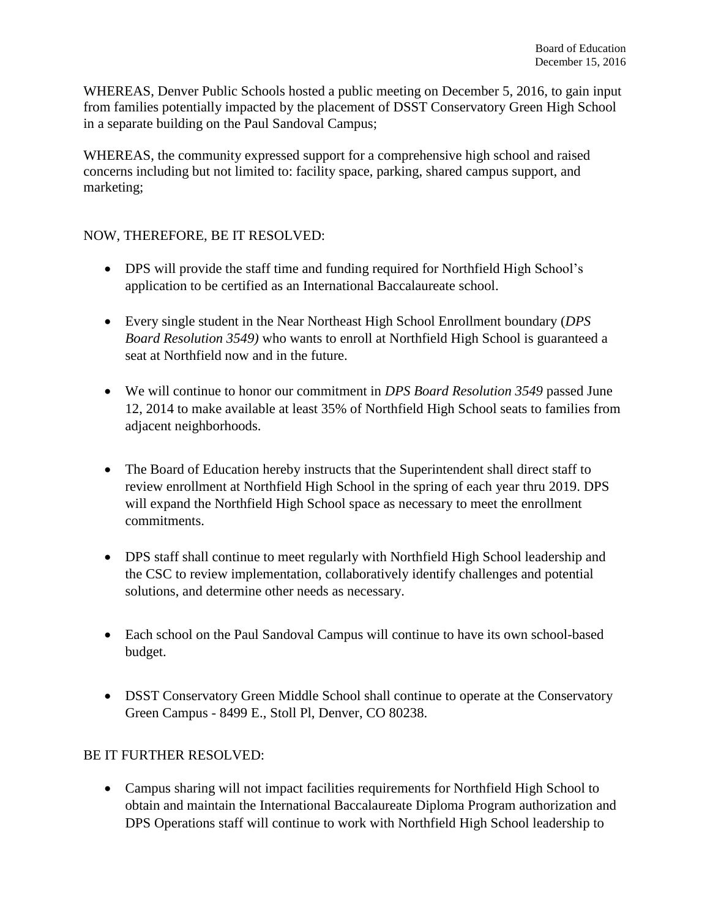WHEREAS, Denver Public Schools hosted a public meeting on December 5, 2016, to gain input from families potentially impacted by the placement of DSST Conservatory Green High School in a separate building on the Paul Sandoval Campus;

WHEREAS, the community expressed support for a comprehensive high school and raised concerns including but not limited to: facility space, parking, shared campus support, and marketing;

NOW, THEREFORE, BE IT RESOLVED:

- DPS will provide the staff time and funding required for Northfield High School's application to be certified as an International Baccalaureate school.
- Every single student in the Near Northeast High School Enrollment boundary (*DPS Board Resolution 3549)* who wants to enroll at Northfield High School is guaranteed a seat at Northfield now and in the future.
- We will continue to honor our commitment in *DPS Board Resolution 3549* passed June 12, 2014 to make available at least 35% of Northfield High School seats to families from adjacent neighborhoods.
- The Board of Education hereby instructs that the Superintendent shall direct staff to review enrollment at Northfield High School in the spring of each year thru 2019. DPS will expand the Northfield High School space as necessary to meet the enrollment commitments.
- DPS staff shall continue to meet regularly with Northfield High School leadership and the CSC to review implementation, collaboratively identify challenges and potential solutions, and determine other needs as necessary.
- Each school on the Paul Sandoval Campus will continue to have its own school-based budget.
- DSST Conservatory Green Middle School shall continue to operate at the Conservatory Green Campus - 8499 E., Stoll Pl, Denver, CO 80238.

BE IT FURTHER RESOLVED:

- Campus sharing will not impact facilities requirements for Northfield High School to obtain and maintain the International Baccalaureate Diploma Program authorization and DPS Operations staff will continue to work with Northfield High School leadership to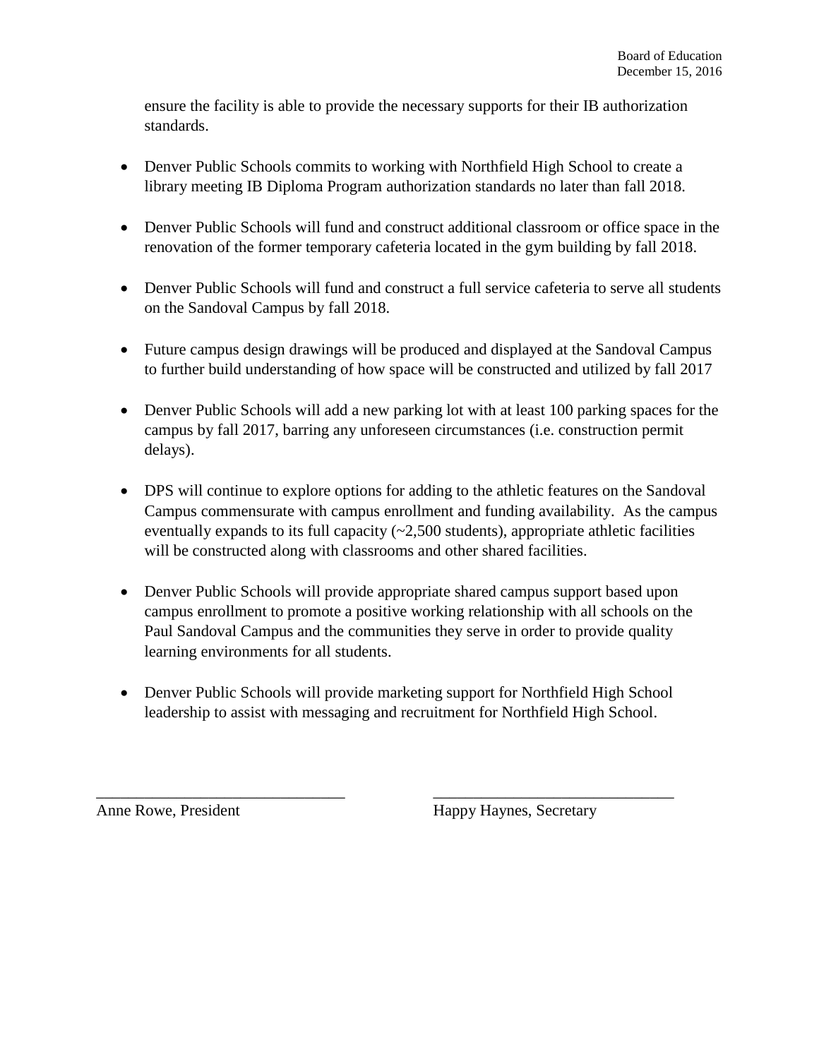ensure the facility is able to provide the necessary supports for their IB authorization standards.

- Denver Public Schools commits to working with Northfield High School to create a library meeting IB Diploma Program authorization standards no later than fall 2018.

- Denver Public Schools will fund and construct additional classroom or office space in the renovation of the former temporary cafeteria located in the gym building by fall 2018.

- Denver Public Schools will fund and construct a full service cafeteria to serve all students on the Sandoval Campus by fall 2018.

- Future campus design drawings will be produced and displayed at the Sandoval Campus to further build understanding of how space will be constructed and utilized by fall 2017

- Denver Public Schools will add a new parking lot with at least 100 parking spaces for the campus by fall 2017, barring any unforeseen circumstances (i.e. construction permit delays).

- DPS will continue to explore options for adding to the athletic features on the Sandoval Campus commensurate with campus enrollment and funding availability. As the campus eventually expands to its full capacity (~2,500 students), appropriate athletic facilities will be constructed along with classrooms and other shared facilities.

- Denver Public Schools will provide appropriate shared campus support based upon campus enrollment to promote a positive working relationship with all schools on the Paul Sandoval Campus and the communities they serve in order to provide quality learning environments for all students.

- Denver Public Schools will provide marketing support for Northfield High School leadership to assist with messaging and recruitment for Northfield High School.

_______________________________ _______________________________

Anne Rowe, President Happy Haynes, Secretary